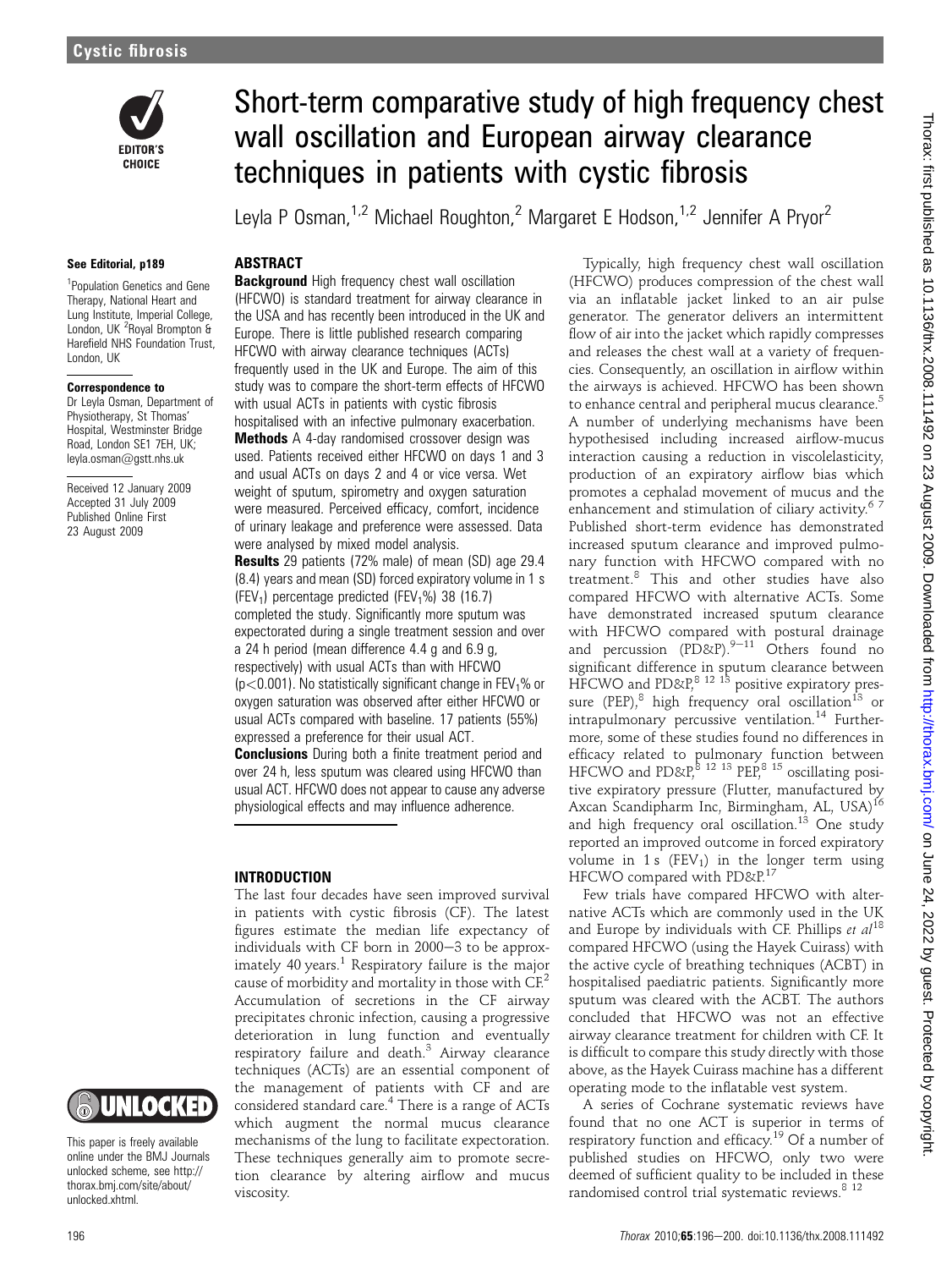# Short-term comparative study of high frequency chest wall oscillation and European airway clearance techniques in patients with cystic fibrosis

Leyla P Osman,[1,2] Michael Roughton,[2] Margaret E Hodson,[1,2] Jennifer A Pryor[2]

See Editorial, p189

[1]Population Genetics and Gene Therapy, National Heart and Lung Institute, Imperial College, London, UK [2]Royal Brompton & Harefield NHS Foundation Trust, London, UK

**Correspondence to**
Dr Leyla Osman, Department of Physiotherapy, St Thomas' Hospital, Westminster Bridge Road, London SE1 7EH, UK; leyla.osman@gstt.nhs.uk

Received 12 January 2009
Accepted 31 July 2009
Published Online First 23 August 2009

## ABSTRACT

**Background** High frequency chest wall oscillation (HFCWO) is standard treatment for airway clearance in the USA and has recently been introduced in the UK and Europe. There is little published research comparing HFCWO with airway clearance techniques (ACTs) frequently used in the UK and Europe. The aim of this study was to compare the short-term effects of HFCWO with usual ACTs in patients with cystic fibrosis hospitalised with an infective pulmonary exacerbation.

**Methods** A 4-day randomised crossover design was used. Patients received either HFCWO on days 1 and 3 and usual ACTs on days 2 and 4 or vice versa. Wet weight of sputum, spirometry and oxygen saturation were measured. Perceived efficacy, comfort, incidence of urinary leakage and preference were assessed. Data were analysed by mixed model analysis.

**Results** 29 patients (72% male) of mean (SD) age 29.4 (8.4) years and mean (SD) forced expiratory volume in 1 s ($FEV_1$) percentage predicted ($FEV_1$%) 38 (16.7) completed the study. Significantly more sputum was expectorated during a single treatment session and over a 24 h period (mean difference 4.4 g and 6.9 g, respectively) with usual ACTs than with HFCWO ($p<0.001$). No statistically significant change in $FEV_1$% or oxygen saturation was observed after either HFCWO or usual ACTs compared with baseline. 17 patients (55%) expressed a preference for their usual ACT.

**Conclusions** During both a finite treatment period and over 24 h, less sputum was cleared using HFCWO than usual ACT. HFCWO does not appear to cause any adverse physiological effects and may influence adherence.

## INTRODUCTION

The last four decades have seen improved survival in patients with cystic fibrosis (CF). The latest figures estimate the median life expectancy of individuals with CF born in 2000–3 to be approximately 40 years.[1] Respiratory failure is the major cause of morbidity and mortality in those with CF.[2] Accumulation of secretions in the CF airway precipitates chronic infection, causing a progressive deterioration in lung function and eventually respiratory failure and death.[3] Airway clearance techniques (ACTs) are an essential component of the management of patients with CF and are considered standard care.[4] There is a range of ACTs which augment the normal mucus clearance mechanisms of the lung to facilitate expectoration. These techniques generally aim to promote secretion clearance by altering airflow and mucus viscosity.

Typically, high frequency chest wall oscillation (HFCWO) produces compression of the chest wall via an inflatable jacket linked to an air pulse generator. The generator delivers an intermittent flow of air into the jacket which rapidly compresses and releases the chest wall at a variety of frequencies. Consequently, an oscillation in airflow within the airways is achieved. HFCWO has been shown to enhance central and peripheral mucus clearance.[5] A number of underlying mechanisms have been hypothesised including increased airflow-mucus interaction causing a reduction in viscoelasticity, production of an expiratory airflow bias which promotes a cephalad movement of mucus and the enhancement and stimulation of ciliary activity.[6 7] Published short-term evidence has demonstrated increased sputum clearance and improved pulmonary function with HFCWO compared with no treatment.[8] This and other studies have also compared HFCWO with alternative ACTs. Some have demonstrated increased sputum clearance with HFCWO compared with postural drainage and percussion (PD&P).[9–11] Others found no significant difference in sputum clearance between HFCWO and PD&P,[8 12 13] positive expiratory pressure (PEP),[8] high frequency oral oscillation[13] or intrapulmonary percussive ventilation.[14] Furthermore, some of these studies found no differences in efficacy related to pulmonary function between HFCWO and PD&P,[8 12 13] PEP,[8 15] oscillating positive expiratory pressure (Flutter, manufactured by Axcan Scandipharm Inc, Birmingham, AL, USA)[16] and high frequency oral oscillation.[13] One study reported an improved outcome in forced expiratory volume in 1 s ($FEV_1$) in the longer term using HFCWO compared with PD&P.[17]

Few trials have compared HFCWO with alternative ACTs which are commonly used in the UK and Europe by individuals with CF. Phillips *et al*[18] compared HFCWO (using the Hayek Cuirass) with the active cycle of breathing techniques (ACBT) in hospitalised paediatric patients. Significantly more sputum was cleared with the ACBT. The authors concluded that HFCWO was not an effective airway clearance treatment for children with CF. It is difficult to compare this study directly with those above, as the Hayek Cuirass machine has a different operating mode to the inflatable vest system.

A series of Cochrane systematic reviews have found that no one ACT is superior in terms of respiratory function and efficacy.[19] Of a number of published studies on HFCWO, only two were deemed of sufficient quality to be included in these randomised control trial systematic reviews.[8 12]

This paper is freely available online under the BMJ Journals unlocked scheme, see http://thorax.bmj.com/site/about/unlocked.xhtml.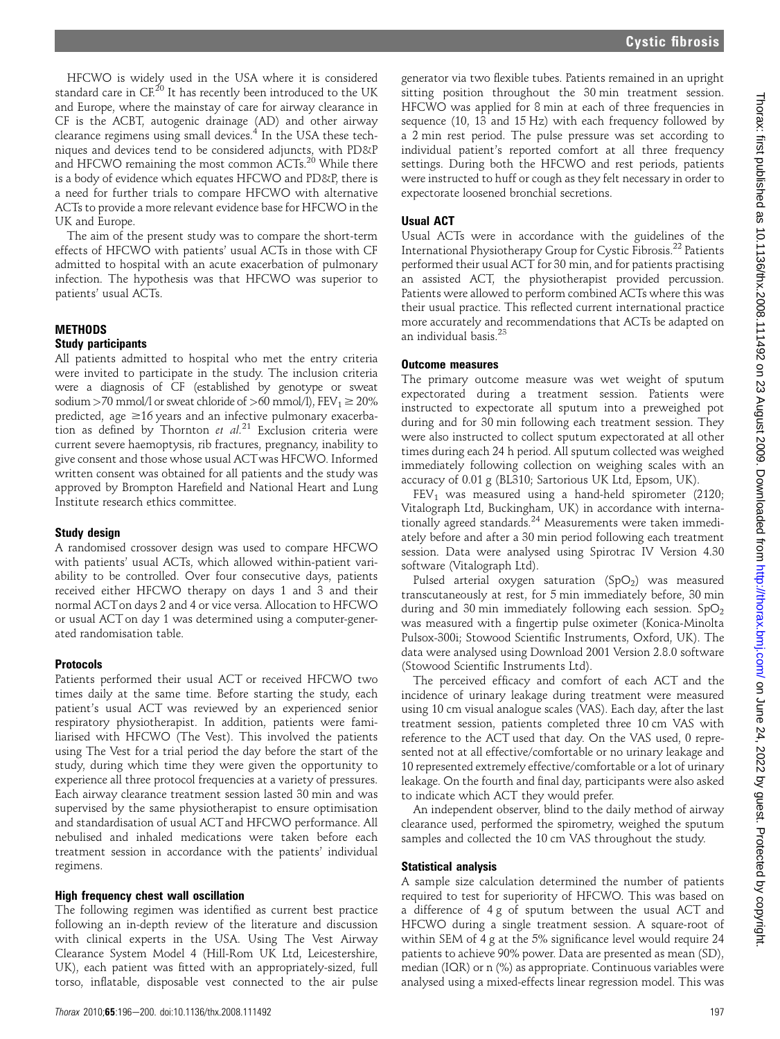HFCWO is widely used in the USA where it is considered standard care in CF.[20] It has recently been introduced to the UK and Europe, where the mainstay of care for airway clearance in CF is the ACBT, autogenic drainage (AD) and other airway clearance regimens using small devices.[4] In the USA these techniques and devices tend to be considered adjuncts, with PD&P and HFCWO remaining the most common ACTs.[20] While there is a body of evidence which equates HFCWO and PD&P, there is a need for further trials to compare HFCWO with alternative ACTs to provide a more relevant evidence base for HFCWO in the UK and Europe.

The aim of the present study was to compare the short-term effects of HFCWO with patients' usual ACTs in those with CF admitted to hospital with an acute exacerbation of pulmonary infection. The hypothesis was that HFCWO was superior to patients' usual ACTs.

## METHODS

### Study participants

All patients admitted to hospital who met the entry criteria were invited to participate in the study. The inclusion criteria were a diagnosis of CF (established by genotype or sweat sodium >70 mmol/l or sweat chloride of >60 mmol/l), $FEV_1 \geq 20\%$ predicted, age ≥16 years and an infective pulmonary exacerbation as defined by Thornton *et al*.[21] Exclusion criteria were current severe haemoptysis, rib fractures, pregnancy, inability to give consent and those whose usual ACT was HFCWO. Informed written consent was obtained for all patients and the study was approved by Brompton Harefield and National Heart and Lung Institute research ethics committee.

### Study design

A randomised crossover design was used to compare HFCWO with patients' usual ACTs, which allowed within-patient variability to be controlled. Over four consecutive days, patients received either HFCWO therapy on days 1 and 3 and their normal ACT on days 2 and 4 or vice versa. Allocation to HFCWO or usual ACT on day 1 was determined using a computer-generated randomisation table.

### Protocols

Patients performed their usual ACT or received HFCWO two times daily at the same time. Before starting the study, each patient's usual ACT was reviewed by an experienced senior respiratory physiotherapist. In addition, patients were familiarised with HFCWO (The Vest). This involved the patients using The Vest for a trial period the day before the start of the study, during which time they were given the opportunity to experience all three protocol frequencies at a variety of pressures. Each airway clearance treatment session lasted 30 min and was supervised by the same physiotherapist to ensure optimisation and standardisation of usual ACT and HFCWO performance. All nebulised and inhaled medications were taken before each treatment session in accordance with the patients' individual regimens.

### High frequency chest wall oscillation

The following regimen was identified as current best practice following an in-depth review of the literature and discussion with clinical experts in the USA. Using The Vest Airway Clearance System Model 4 (Hill-Rom UK Ltd, Leicestershire, UK), each patient was fitted with an appropriately-sized, full torso, inflatable, disposable vest connected to the air pulse generator via two flexible tubes. Patients remained in an upright sitting position throughout the 30 min treatment session. HFCWO was applied for 8 min at each of three frequencies in sequence (10, 13 and 15 Hz) with each frequency followed by a 2 min rest period. The pulse pressure was set according to individual patient's reported comfort at all three frequency settings. During both the HFCWO and rest periods, patients were instructed to huff or cough as they felt necessary in order to expectorate loosened bronchial secretions.

### Usual ACT

Usual ACTs were in accordance with the guidelines of the International Physiotherapy Group for Cystic Fibrosis.[22] Patients performed their usual ACT for 30 min, and for patients practising an assisted ACT, the physiotherapist provided percussion. Patients were allowed to perform combined ACTs where this was their usual practice. This reflected current international practice more accurately and recommendations that ACTs be adapted on an individual basis.[23]

### Outcome measures

The primary outcome measure was wet weight of sputum expectorated during a treatment session. Patients were instructed to expectorate all sputum into a preweighed pot during and for 30 min following each treatment session. They were also instructed to collect sputum expectorated at all other times during each 24 h period. All sputum collected was weighed immediately following collection on weighing scales with an accuracy of 0.01 g (BL310; Sartorious UK Ltd, Epsom, UK).

$FEV_1$ was measured using a hand-held spirometer (2120; Vitalograph Ltd, Buckingham, UK) in accordance with internationally agreed standards.[24] Measurements were taken immediately before and after a 30 min period following each treatment session. Data were analysed using Spirotrac IV Version 4.30 software (Vitalograph Ltd).

Pulsed arterial oxygen saturation ($SpO_2$) was measured transcutaneously at rest, for 5 min immediately before, 30 min during and 30 min immediately following each session. $SpO_2$ was measured with a fingertip pulse oximeter (Konica-Minolta Pulsox-300i; Stowood Scientific Instruments, Oxford, UK). The data were analysed using Download 2001 Version 2.8.0 software (Stowood Scientific Instruments Ltd).

The perceived efficacy and comfort of each ACT and the incidence of urinary leakage during treatment were measured using 10 cm visual analogue scales (VAS). Each day, after the last treatment session, patients completed three 10 cm VAS with reference to the ACT used that day. On the VAS used, 0 represented not at all effective/comfortable or no urinary leakage and 10 represented extremely effective/comfortable or a lot of urinary leakage. On the fourth and final day, participants were also asked to indicate which ACT they would prefer.

An independent observer, blind to the daily method of airway clearance used, performed the spirometry, weighed the sputum samples and collected the 10 cm VAS throughout the study.

### Statistical analysis

A sample size calculation determined the number of patients required to test for superiority of HFCWO. This was based on a difference of 4 g of sputum between the usual ACT and HFCWO during a single treatment session. A square-root of within SEM of 4 g at the 5% significance level would require 24 patients to achieve 90% power. Data are presented as mean (SD), median (IQR) or n (%) as appropriate. Continuous variables were analysed using a mixed-effects linear regression model. This was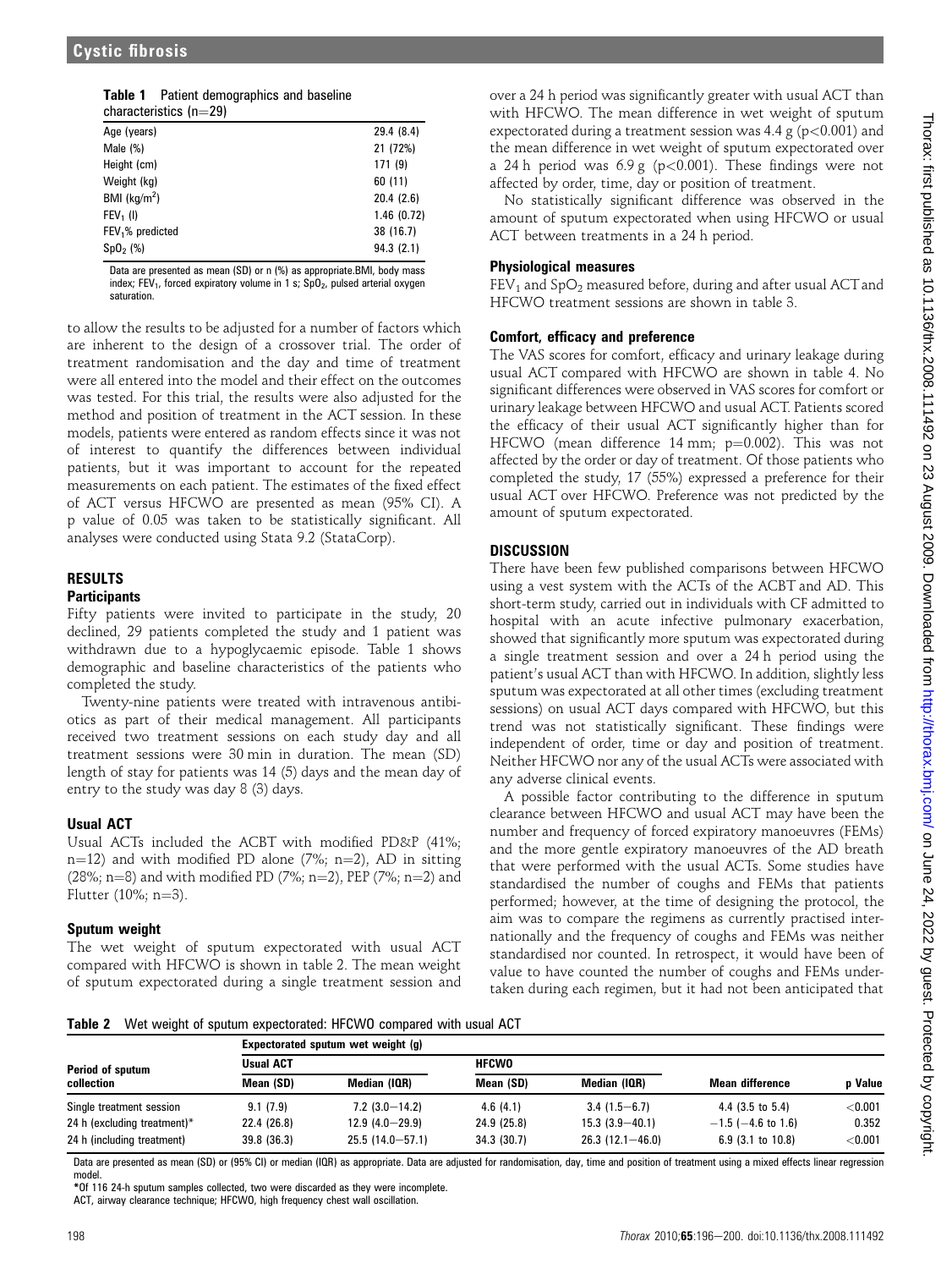**Table 1** Patient demographics and baseline characteristics (n=29)

| | |
|---|---|
| Age (years) | 29.4 (8.4) |
| Male (%) | 21 (72%) |
| Height (cm) | 171 (9) |
| Weight (kg) | 60 (11) |
| BMI ($kg/m^2$) | 20.4 (2.6) |
| $FEV_1$ (l) | 1.46 (0.72) |
| $FEV_1$% predicted | 38 (16.7) |
| $SpO_2$ (%) | 94.3 (2.1) |

Data are presented as mean (SD) or n (%) as appropriate. BMI, body mass index; $FEV_1$, forced expiratory volume in 1 s; $SpO_2$, pulsed arterial oxygen saturation.

to allow the results to be adjusted for a number of factors which are inherent to the design of a crossover trial. The order of treatment randomisation and the day and time of treatment were all entered into the model and their effect on the outcomes was tested. For this trial, the results were also adjusted for the method and position of treatment in the ACT session. In these models, patients were entered as random effects since it was not of interest to quantify the differences between individual patients, but it was important to account for the repeated measurements on each patient. The estimates of the fixed effect of ACT versus HFCWO are presented as mean (95% CI). A p value of 0.05 was taken to be statistically significant. All analyses were conducted using Stata 9.2 (StataCorp).

## RESULTS

### Participants

Fifty patients were invited to participate in the study, 20 declined, 29 patients completed the study and 1 patient was withdrawn due to a hypoglycaemic episode. Table 1 shows demographic and baseline characteristics of the patients who completed the study.

Twenty-nine patients were treated with intravenous antibiotics as part of their medical management. All participants received two treatment sessions on each study day and all treatment sessions were 30 min in duration. The mean (SD) length of stay for patients was 14 (5) days and the mean day of entry to the study was day 8 (3) days.

### Usual ACT

Usual ACTs included the ACBT with modified PD&P (41%; n=12) and with modified PD alone (7%; n=2), AD in sitting (28%; n=8) and with modified PD (7%; n=2), PEP (7%; n=2) and Flutter (10%; n=3).

### Sputum weight

The wet weight of sputum expectorated with usual ACT compared with HFCWO is shown in table 2. The mean weight of sputum expectorated during a single treatment session and over a 24 h period was significantly greater with usual ACT than with HFCWO. The mean difference in wet weight of sputum expectorated during a treatment session was 4.4 g ($p<0.001$) and the mean difference in wet weight of sputum expectorated over a 24 h period was 6.9 g ($p<0.001$). These findings were not affected by order, time, day or position of treatment.

No statistically significant difference was observed in the amount of sputum expectorated when using HFCWO or usual ACT between treatments in a 24 h period.

### Physiological measures

$FEV_1$ and $SpO_2$ measured before, during and after usual ACT and HFCWO treatment sessions are shown in table 3.

### Comfort, efficacy and preference

The VAS scores for comfort, efficacy and urinary leakage during usual ACT compared with HFCWO are shown in table 4. No significant differences were observed in VAS scores for comfort or urinary leakage between HFCWO and usual ACT. Patients scored the efficacy of their usual ACT significantly higher than for HFCWO (mean difference 14 mm; p=0.002). This was not affected by the order or day of treatment. Of those patients who completed the study, 17 (55%) expressed a preference for their usual ACT over HFCWO. Preference was not predicted by the amount of sputum expectorated.

## DISCUSSION

There have been few published comparisons between HFCWO using a vest system with the ACTs of the ACBT and AD. This short-term study, carried out in individuals with CF admitted to hospital with an acute infective pulmonary exacerbation, showed that significantly more sputum was expectorated during a single treatment session and over a 24 h period using the patient's usual ACT than with HFCWO. In addition, slightly less sputum was expectorated at all other times (excluding treatment sessions) on usual ACT days compared with HFCWO, but this trend was not statistically significant. These findings were independent of order, time or day and position of treatment. Neither HFCWO nor any of the usual ACTs were associated with any adverse clinical events.

A possible factor contributing to the difference in sputum clearance between HFCWO and usual ACT may have been the number and frequency of forced expiratory manoeuvres (FEMs) and the more gentle expiratory manoeuvres of the AD breath that were performed with the usual ACTs. Some studies have standardised the number of coughs and FEMs that patients performed; however, at the time of designing the protocol, the aim was to compare the regimens as currently practised internationally and the frequency of coughs and FEMs was neither standardised nor counted. In retrospect, it would have been of value to have counted the number of coughs and FEMs undertaken during each regimen, but it had not been anticipated that

**Table 2** Wet weight of sputum expectorated: HFCWO compared with usual ACT

| Period of sputum collection | Expectorated sputum wet weight (g) | | | | | |
|---|---|---|---|---|---|---|
| | Usual ACT | | HFCWO | | | |
| | Mean (SD) | Median (IQR) | Mean (SD) | Median (IQR) | Mean difference | p Value |
| Single treatment session | 9.1 (7.9) | 7.2 (3.0–14.2) | 4.6 (4.1) | 3.4 (1.5–6.7) | 4.4 (3.5 to 5.4) | <0.001 |
| 24 h (excluding treatment)* | 22.4 (26.8) | 12.9 (4.0–29.9) | 24.9 (25.8) | 15.3 (3.9–40.1) | −1.5 (−4.6 to 1.6) | 0.352 |
| 24 h (including treatment) | 39.8 (36.3) | 25.5 (14.0–57.1) | 34.3 (30.7) | 26.3 (12.1–46.0) | 6.9 (3.1 to 10.8) | <0.001 |

Data are presented as mean (SD) or (95% CI) or median (IQR) as appropriate. Data are adjusted for randomisation, day, time and position of treatment using a mixed effects linear regression model.

*Of 116 24-h sputum samples collected, two were discarded as they were incomplete.

ACT, airway clearance technique; HFCWO, high frequency chest wall oscillation.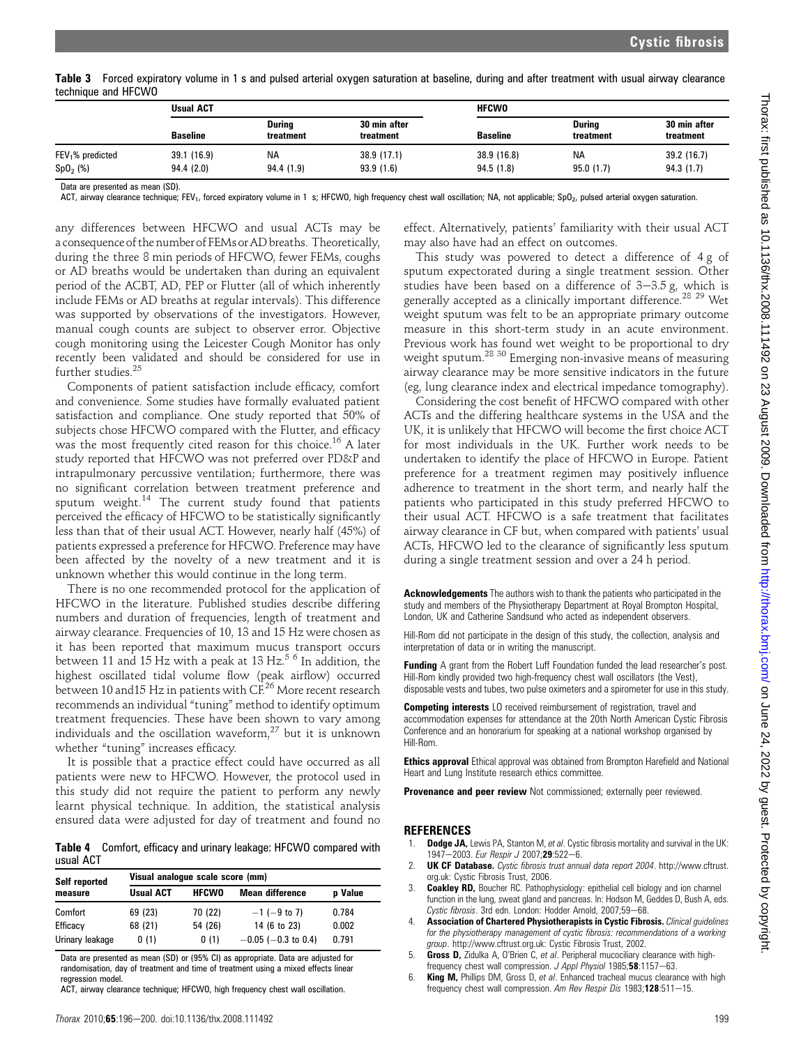**Table 3** Forced expiratory volume in 1 s and pulsed arterial oxygen saturation at baseline, during and after treatment with usual airway clearance technique and HFCWO

| | Usual ACT | | | HFCWO | | |
|---|---|---|---|---|---|---|
| | Baseline | During treatment | 30 min after treatment | Baseline | During treatment | 30 min after treatment |
| $FEV_1$% predicted | 39.1 (16.9) | NA | 38.9 (17.1) | 38.9 (16.8) | NA | 39.2 (16.7) |
| $SpO_2$ (%) | 94.4 (2.0) | 94.4 (1.9) | 93.9 (1.6) | 94.5 (1.8) | 95.0 (1.7) | 94.3 (1.7) |

Data are presented as mean (SD).
ACT, airway clearance technique; $FEV_1$, forced expiratory volume in 1 s; HFCWO, high frequency chest wall oscillation; NA, not applicable; $SpO_2$, pulsed arterial oxygen saturation.

any differences between HFCWO and usual ACTs may be a consequence of the number of FEMs or AD breaths. Theoretically, during the three 8 min periods of HFCWO, fewer FEMs, coughs or AD breaths would be undertaken than during an equivalent period of the ACBT, AD, PEP or Flutter (all of which inherently include FEMs or AD breaths at regular intervals). This difference was supported by observations of the investigators. However, manual cough counts are subject to observer error. Objective cough monitoring using the Leicester Cough Monitor has only recently been validated and should be considered for use in further studies.[25]

Components of patient satisfaction include efficacy, comfort and convenience. Some studies have formally evaluated patient satisfaction and compliance. One study reported that 50% of subjects chose HFCWO compared with the Flutter, and efficacy was the most frequently cited reason for this choice.[16] A later study reported that HFCWO was not preferred over PD&P and intrapulmonary percussive ventilation; furthermore, there was no significant correlation between treatment preference and sputum weight.[14] The current study found that patients perceived the efficacy of HFCWO to be statistically significantly less than that of their usual ACT. However, nearly half (45%) of patients expressed a preference for HFCWO. Preference may have been affected by the novelty of a new treatment and it is unknown whether this would continue in the long term.

There is no one recommended protocol for the application of HFCWO in the literature. Published studies describe differing numbers and duration of frequencies, length of treatment and airway clearance. Frequencies of 10, 13 and 15 Hz were chosen as it has been reported that maximum mucus transport occurs between 11 and 15 Hz with a peak at 13 Hz.[5 6] In addition, the highest oscillated tidal volume flow (peak airflow) occurred between 10 and15 Hz in patients with CF.[26] More recent research recommends an individual "tuning" method to identify optimum treatment frequencies. These have been shown to vary among individuals and the oscillation waveform,[27] but it is unknown whether "tuning" increases efficacy.

It is possible that a practice effect could have occurred as all patients were new to HFCWO. However, the protocol used in this study did not require the patient to perform any newly learnt physical technique. In addition, the statistical analysis ensured data were adjusted for day of treatment and found no effect. Alternatively, patients' familiarity with their usual ACT may also have had an effect on outcomes.

**Table 4** Comfort, efficacy and urinary leakage: HFCWO compared with usual ACT

| Self reported measure | Visual analogue scale score (mm) | | | |
|---|---|---|---|---|
| | Usual ACT | HFCWO | Mean difference | p Value |
| Comfort | 69 (23) | 70 (22) | −1 (−9 to 7) | 0.784 |
| Efficacy | 68 (21) | 54 (26) | 14 (6 to 23) | 0.002 |
| Urinary leakage | 0 (1) | 0 (1) | −0.05 (−0.3 to 0.4) | 0.791 |

Data are presented as mean (SD) or (95% CI) as appropriate. Data are adjusted for randomisation, day of treatment and time of treatment using a mixed effects linear regression model.
ACT, airway clearance technique; HFCWO, high frequency chest wall oscillation.

This study was powered to detect a difference of 4 g of sputum expectorated during a single treatment session. Other studies have been based on a difference of 3–3.5 g, which is generally accepted as a clinically important difference.[28 29] Wet weight sputum was felt to be an appropriate primary outcome measure in this short-term study in an acute environment. Previous work has found wet weight to be proportional to dry weight sputum.[28 30] Emerging non-invasive means of measuring airway clearance may be more sensitive indicators in the future (eg, lung clearance index and electrical impedance tomography).

Considering the cost benefit of HFCWO compared with other ACTs and the differing healthcare systems in the USA and the UK, it is unlikely that HFCWO will become the first choice ACT for most individuals in the UK. Further work needs to be undertaken to identify the place of HFCWO in Europe. Patient preference for a treatment regimen may positively influence adherence to treatment in the short term, and nearly half the patients who participated in this study preferred HFCWO to their usual ACT. HFCWO is a safe treatment that facilitates airway clearance in CF but, when compared with patients' usual ACTs, HFCWO led to the clearance of significantly less sputum during a single treatment session and over a 24 h period.

**Acknowledgements** The authors wish to thank the patients who participated in the study and members of the Physiotherapy Department at Royal Brompton Hospital, London, UK and Catherine Sandsund who acted as independent observers.

Hill-Rom did not participate in the design of this study, the collection, analysis and interpretation of data or in writing the manuscript.

**Funding** A grant from the Robert Luff Foundation funded the lead researcher's post. Hill-Rom kindly provided two high-frequency chest wall oscillators (the Vest), disposable vests and tubes, two pulse oximeters and a spirometer for use in this study.

**Competing interests** LO received reimbursement of registration, travel and accommodation expenses for attendance at the 20th North American Cystic Fibrosis Conference and an honorarium for speaking at a national workshop organised by Hill-Rom.

**Ethics approval** Ethical approval was obtained from Brompton Harefield and National Heart and Lung Institute research ethics committee.

**Provenance and peer review** Not commissioned; externally peer reviewed.

## REFERENCES

1. **Dodge JA,** Lewis PA, Stanton M, *et al*. Cystic fibrosis mortality and survival in the UK: 1947–2003. *Eur Respir J* 2007;**29**:522–6.
2. **UK CF Database.** *Cystic fibrosis trust annual data report 2004*. http://www.cftrust.org.uk: Cystic Fibrosis Trust, 2006.
3. **Coakley RD,** Boucher RC. Pathophysiology: epithelial cell biology and ion channel function in the lung, sweat gland and pancreas. In: Hodson M, Geddes D, Bush A, eds. *Cystic fibrosis*. 3rd edn. London: Hodder Arnold, 2007;59–68.
4. **Association of Chartered Physiotherapists in Cystic Fibrosis.** *Clinical guidelines for the physiotherapy management of cystic fibrosis: recommendations of a working group*. http://www.cftrust.org.uk: Cystic Fibrosis Trust, 2002.
5. **Gross D,** Zidulka A, O'Brien C, *et al*. Peripheral mucociliary clearance with high-frequency chest wall compression. *J Appl Physiol* 1985;**58**:1157–63.
6. **King M,** Phillips DM, Gross D, *et al*. Enhanced tracheal mucus clearance with high frequency chest wall compression. *Am Rev Respir Dis* 1983;**128**:511–15.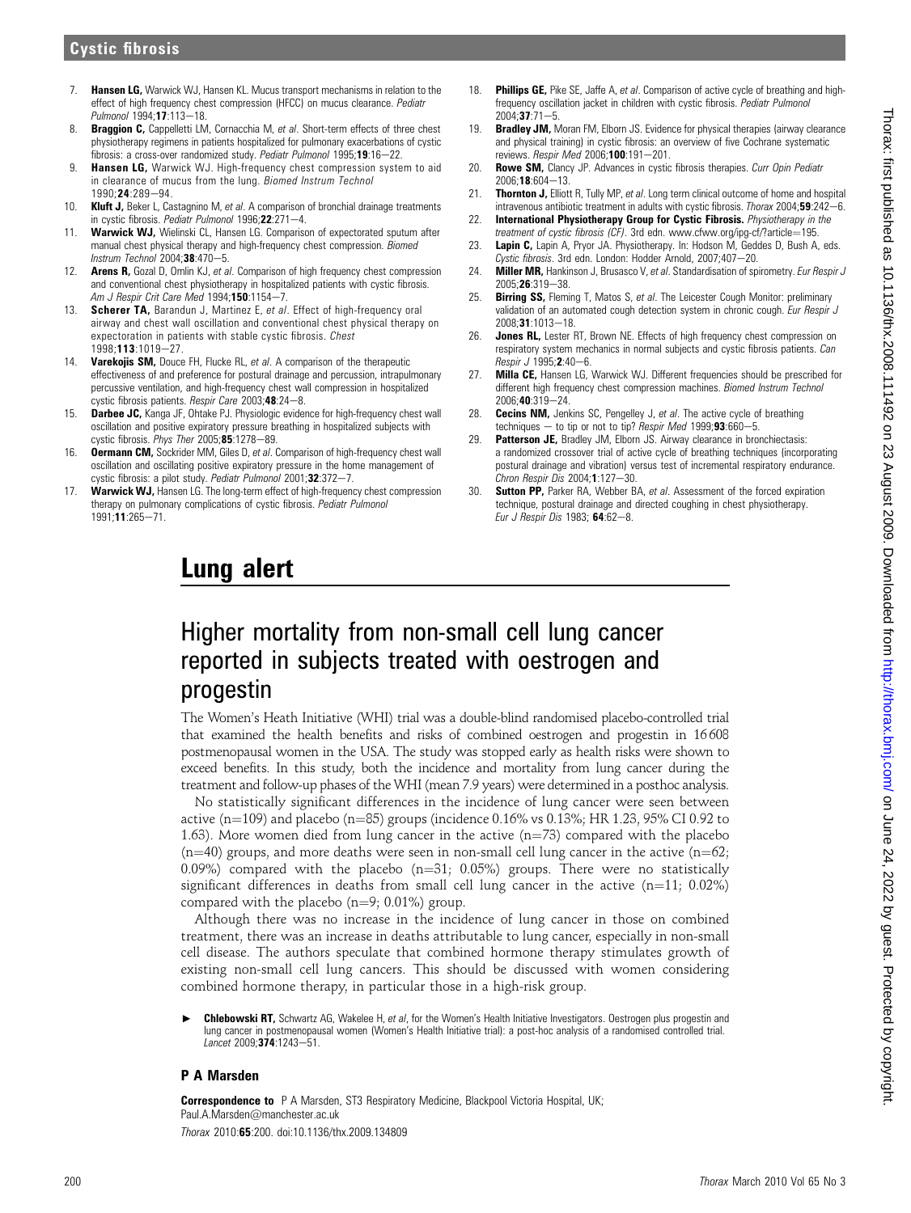7. **Hansen LG**, Warwick WJ, Hansen KL. Mucus transport mechanisms in relation to the effect of high frequency chest compression (HFCC) on mucus clearance. *Pediatr Pulmonol* 1994;**17**:113–18.
8. **Braggion C**, Cappelletti LM, Cornacchia M, *et al*. Short-term effects of three chest physiotherapy regimens in patients hospitalized for pulmonary exacerbations of cystic fibrosis: a cross-over randomized study. *Pediatr Pulmonol* 1995;**19**:16–22.
9. **Hansen LG**, Warwick WJ. High-frequency chest compression system to aid in clearance of mucus from the lung. *Biomed Instrum Technol* 1990;**24**:289–94.
10. **Kluft J**, Beker L, Castagnino M, *et al*. A comparison of bronchial drainage treatments in cystic fibrosis. *Pediatr Pulmonol* 1996;**22**:271–4.
11. **Warwick WJ**, Wielinski CL, Hansen LG. Comparison of expectorated sputum after manual chest physical therapy and high-frequency chest compression. *Biomed Instrum Technol* 2004;**38**:470–5.
12. **Arens R**, Gozal D, Omlin KJ, *et al*. Comparison of high frequency chest compression and conventional chest physiotherapy in hospitalized patients with cystic fibrosis. *Am J Respir Crit Care Med* 1994;**150**:1154–7.
13. **Scherer TA**, Barandun J, Martinez E, *et al*. Effect of high-frequency oral airway and chest wall oscillation and conventional chest physical therapy on expectoration in patients with stable cystic fibrosis. *Chest* 1998;**113**:1019–27.
14. **Varekojis SM**, Douce FH, Flucke RL, *et al*. A comparison of the therapeutic effectiveness of and preference for postural drainage and percussion, intrapulmonary percussive ventilation, and high-frequency chest wall compression in hospitalized cystic fibrosis patients. *Respir Care* 2003;**48**:24–8.
15. **Darbee JC**, Kanga JF, Ohtake PJ. Physiologic evidence for high-frequency chest wall oscillation and positive expiratory pressure breathing in hospitalized subjects with cystic fibrosis. *Phys Ther* 2005;**85**:1278–89.
16. **Oermann CM**, Sockrider MM, Giles D, *et al*. Comparison of high-frequency chest wall oscillation and oscillating positive expiratory pressure in the home management of cystic fibrosis: a pilot study. *Pediatr Pulmonol* 2001;**32**:372–7.
17. **Warwick WJ**, Hansen LG. The long-term effect of high-frequency chest compression therapy on pulmonary complications of cystic fibrosis. *Pediatr Pulmonol* 1991;**11**:265–71.
18. **Phillips GE**, Pike SE, Jaffe A, *et al*. Comparison of active cycle of breathing and high-frequency oscillation jacket in children with cystic fibrosis. *Pediatr Pulmonol* 2004;**37**:71–5.
19. **Bradley JM**, Moran FM, Elborn JS. Evidence for physical therapies (airway clearance and physical training) in cystic fibrosis: an overview of five Cochrane systematic reviews. *Respir Med* 2006;**100**:191–201.
20. **Rowe SM**, Clancy JP. Advances in cystic fibrosis therapies. *Curr Opin Pediatr* 2006;**18**:604–13.
21. **Thornton J**, Elliott R, Tully MP, *et al*. Long term clinical outcome of home and hospital intravenous antibiotic treatment in adults with cystic fibrosis. *Thorax* 2004;**59**:242–6.
22. **International Physiotherapy Group for Cystic Fibrosis.** *Physiotherapy in the treatment of cystic fibrosis (CF)*. 3rd edn. www.cfww.org/ipg-cf/?article=195.
23. **Lapin C**, Lapin A, Pryor JA. Physiotherapy. In: Hodson M, Geddes D, Bush A, eds. *Cystic fibrosis*. 3rd edn. London: Hodder Arnold, 2007;407–20.
24. **Miller MR**, Hankinson J, Brusasco V, *et al*. Standardisation of spirometry. *Eur Respir J* 2005;**26**:319–38.
25. **Birring SS**, Fleming T, Matos S, *et al*. The Leicester Cough Monitor: preliminary validation of an automated cough detection system in chronic cough. *Eur Respir J* 2008;**31**:1013–18.
26. **Jones RL**, Lester RT, Brown NE. Effects of high frequency chest compression on respiratory system mechanics in normal subjects and cystic fibrosis patients. *Can Respir J* 1995;**2**:40–6.
27. **Milla CE**, Hansen LG, Warwick WJ. Different frequencies should be prescribed for different high frequency chest compression machines. *Biomed Instrum Technol* 2006;**40**:319–24.
28. **Cecins NM**, Jenkins SC, Pengelley J, *et al*. The active cycle of breathing techniques — to tip or not to tip? *Respir Med* 1999;**93**:660–5.
29. **Patterson JE**, Bradley JM, Elborn JS. Airway clearance in bronchiectasis: a randomized crossover trial of active cycle of breathing techniques (incorporating postural drainage and vibration) versus test of incremental respiratory endurance. *Chron Respir Dis* 2004;**1**:127–30.
30. **Sutton PP**, Parker RA, Webber BA, *et al*. Assessment of the forced expiration technique, postural drainage and directed coughing in chest physiotherapy. *Eur J Respir Dis* 1983; **64**:62–8.

# Lung alert

## Higher mortality from non-small cell lung cancer reported in subjects treated with oestrogen and progestin

The Women's Heath Initiative (WHI) trial was a double-blind randomised placebo-controlled trial that examined the health benefits and risks of combined oestrogen and progestin in 16 608 postmenopausal women in the USA. The study was stopped early as health risks were shown to exceed benefits. In this study, both the incidence and mortality from lung cancer during the treatment and follow-up phases of the WHI (mean 7.9 years) were determined in a posthoc analysis.

No statistically significant differences in the incidence of lung cancer were seen between active (n=109) and placebo (n=85) groups (incidence 0.16% vs 0.13%; HR 1.23, 95% CI 0.92 to 1.63). More women died from lung cancer in the active (n=73) compared with the placebo (n=40) groups, and more deaths were seen in non-small cell lung cancer in the active (n=62; 0.09%) compared with the placebo (n=31; 0.05%) groups. There were no statistically significant differences in deaths from small cell lung cancer in the active (n=11; 0.02%) compared with the placebo (n=9; 0.01%) group.

Although there was no increase in the incidence of lung cancer in those on combined treatment, there was an increase in deaths attributable to lung cancer, especially in non-small cell disease. The authors speculate that combined hormone therapy stimulates growth of existing non-small cell lung cancers. This should be discussed with women considering combined hormone therapy, in particular those in a high-risk group.

- **Chlebowski RT**, Schwartz AG, Wakelee H, *et al*, for the Women's Health Initiative Investigators. Oestrogen plus progestin and lung cancer in postmenopausal women (Women's Health Initiative trial): a post-hoc analysis of a randomised controlled trial. *Lancet* 2009;**374**:1243–51.

### P A Marsden

**Correspondence to** P A Marsden, ST3 Respiratory Medicine, Blackpool Victoria Hospital, UK; Paul.A.Marsden@manchester.ac.uk

*Thorax* 2010;**65**:200. doi:10.1136/thx.2009.134809